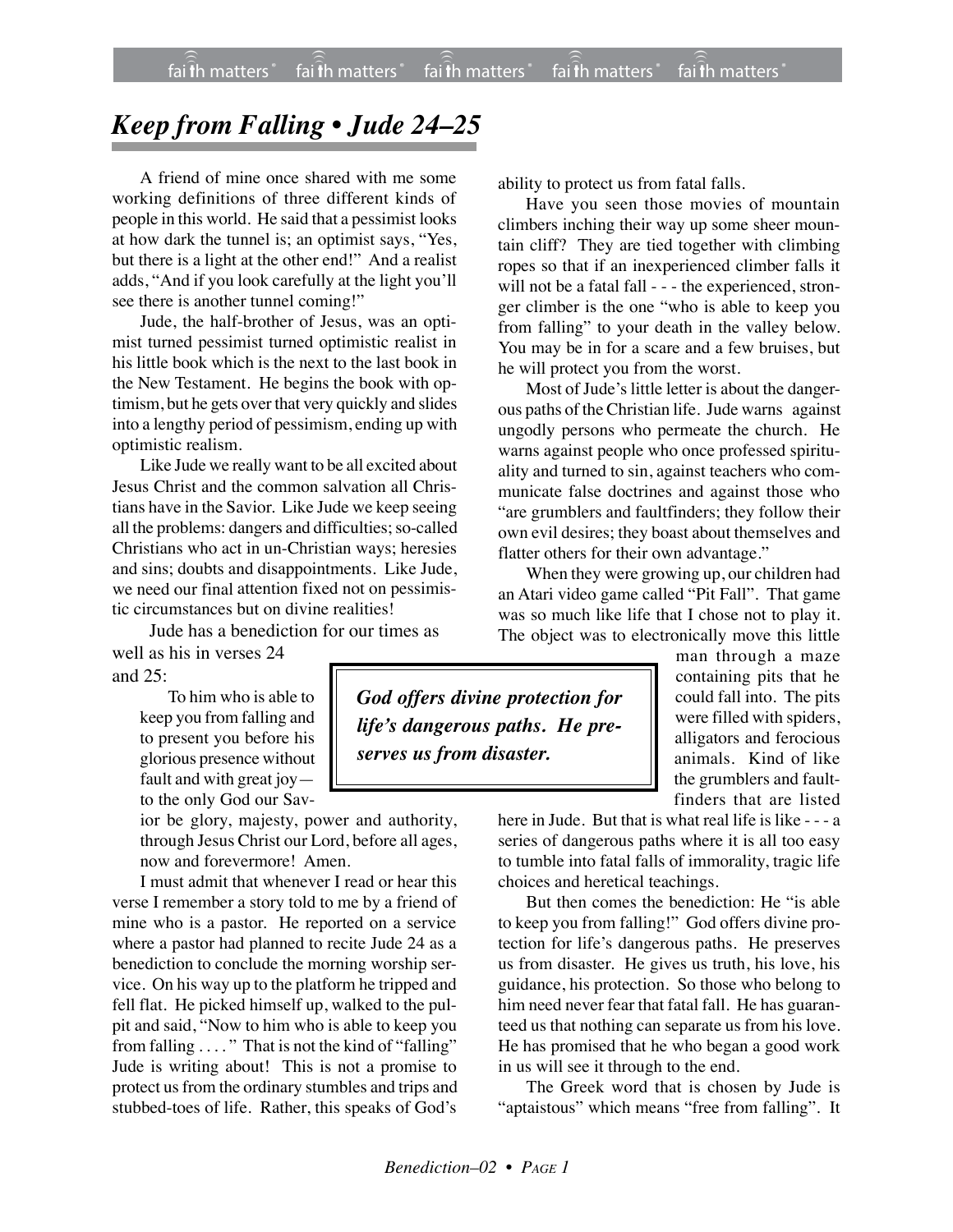# *Keep from Falling • Jude 24–25*

A friend of mine once shared with me some working definitions of three different kinds of people in this world. He said that a pessimist looks at how dark the tunnel is; an optimist says, "Yes, but there is a light at the other end!" And a realist adds, "And if you look carefully at the light you'll see there is another tunnel coming!"

Jude, the half-brother of Jesus, was an optimist turned pessimist turned optimistic realist in his little book which is the next to the last book in the New Testament. He begins the book with optimism, but he gets over that very quickly and slides into a lengthy period of pessimism, ending up with optimistic realism.

Like Jude we really want to be all excited about Jesus Christ and the common salvation all Christians have in the Savior. Like Jude we keep seeing all the problems: dangers and difficulties; so-called Christians who act in un-Christian ways; heresies and sins; doubts and disappointments. Like Jude, we need our final attention fixed not on pessimistic circumstances but on divine realities!

Jude has a benediction for our times as well as his in verses 24 and 25:

> To him who is able to keep you from falling and to present you before his glorious presence without fault and with great joy—to the only God our Savior be glory, majesty, power and authority, through Jesus Christ our Lord, before all ages, now and forevermore! Amen.

I must admit that whenever I read or hear this verse I remember a story told to me by a friend of mine who is a pastor. He reported on a service where a pastor had planned to recite Jude 24 as a benediction to conclude the morning worship service. On his way up to the platform he tripped and fell flat. He picked himself up, walked to the pulpit and said, "Now to him who is able to keep you from falling . . . . " That is not the kind of "falling" Jude is writing about! This is not a promise to protect us from the ordinary stumbles and trips and stubbed-toes of life. Rather, this speaks of God's ability to protect us from fatal falls.

Have you seen those movies of mountain climbers inching their way up some sheer mountain cliff? They are tied together with climbing ropes so that if an inexperienced climber falls it will not be a fatal fall - - - the experienced, stronger climber is the one "who is able to keep you from falling" to your death in the valley below. You may be in for a scare and a few bruises, but he will protect you from the worst.

Most of Jude's little letter is about the dangerous paths of the Christian life. Jude warns against ungodly persons who permeate the church. He warns against people who once professed spirituality and turned to sin, against teachers who communicate false doctrines and against those who "are grumblers and faultfinders; they follow their own evil desires; they boast about themselves and flatter others for their own advantage."

When they were growing up, our children had an Atari video game called "Pit Fall". That game was so much like life that I chose not to play it. The object was to electronically move this little man through a maze containing pits that he could fall into. The pits were filled with spiders, alligators and ferocious animals. Kind of like the grumblers and faultfinders that are listed here in Jude. But that is what real life is like - - - a series of dangerous paths where it is all too easy to tumble into fatal falls of immorality, tragic life choices and heretical teachings.

> ***God offers divine protection for life's dangerous paths. He preserves us from disaster.***

But then comes the benediction: He "is able to keep you from falling!" God offers divine protection for life's dangerous paths. He preserves us from disaster. He gives us truth, his love, his guidance, his protection. So those who belong to him need never fear that fatal fall. He has guaranteed us that nothing can separate us from his love. He has promised that he who began a good work in us will see it through to the end.

The Greek word that is chosen by Jude is "aptaistous" which means "free from falling". It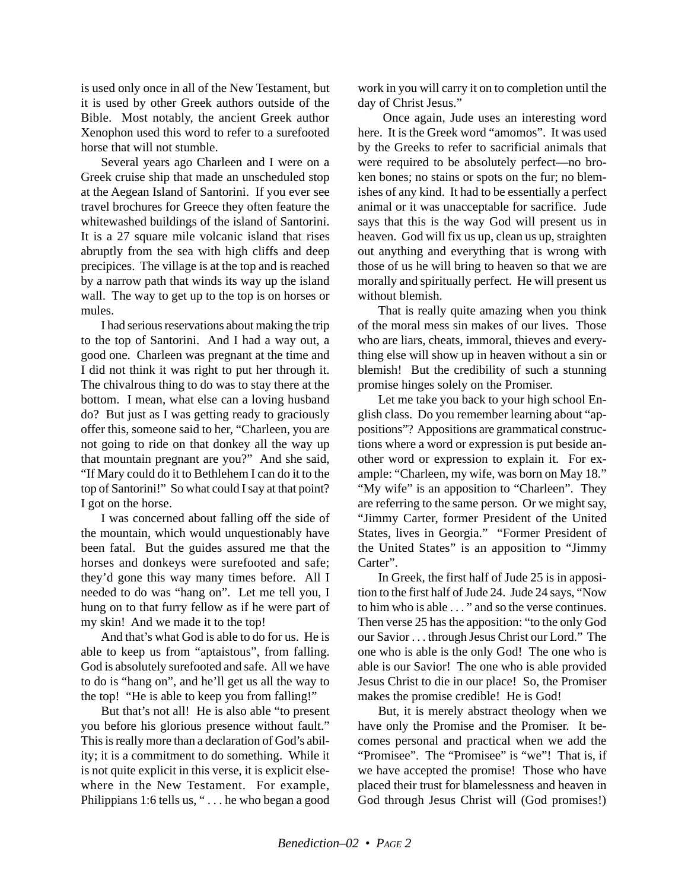is used only once in all of the New Testament, but it is used by other Greek authors outside of the Bible. Most notably, the ancient Greek author Xenophon used this word to refer to a surefooted horse that will not stumble.

Several years ago Charleen and I were on a Greek cruise ship that made an unscheduled stop at the Aegean Island of Santorini. If you ever see travel brochures for Greece they often feature the whitewashed buildings of the island of Santorini. It is a 27 square mile volcanic island that rises abruptly from the sea with high cliffs and deep precipices. The village is at the top and is reached by a narrow path that winds its way up the island wall. The way to get up to the top is on horses or mules.

I had serious reservations about making the trip to the top of Santorini. And I had a way out, a good one. Charleen was pregnant at the time and I did not think it was right to put her through it. The chivalrous thing to do was to stay there at the bottom. I mean, what else can a loving husband do? But just as I was getting ready to graciously offer this, someone said to her, "Charleen, you are not going to ride on that donkey all the way up that mountain pregnant are you?" And she said, "If Mary could do it to Bethlehem I can do it to the top of Santorini!" So what could I say at that point? I got on the horse.

I was concerned about falling off the side of the mountain, which would unquestionably have been fatal. But the guides assured me that the horses and donkeys were surefooted and safe; they'd gone this way many times before. All I needed to do was "hang on". Let me tell you, I hung on to that furry fellow as if he were part of my skin! And we made it to the top!

And that's what God is able to do for us. He is able to keep us from "aptaistous", from falling. God is absolutely surefooted and safe. All we have to do is "hang on", and he'll get us all the way to the top! "He is able to keep you from falling!"

But that's not all! He is also able "to present you before his glorious presence without fault." This is really more than a declaration of God's ability; it is a commitment to do something. While it is not quite explicit in this verse, it is explicit elsewhere in the New Testament. For example, Philippians 1:6 tells us, " . . . he who began a good work in you will carry it on to completion until the day of Christ Jesus."

Once again, Jude uses an interesting word here. It is the Greek word "amomos". It was used by the Greeks to refer to sacrificial animals that were required to be absolutely perfect—no broken bones; no stains or spots on the fur; no blemishes of any kind. It had to be essentially a perfect animal or it was unacceptable for sacrifice. Jude says that this is the way God will present us in heaven. God will fix us up, clean us up, straighten out anything and everything that is wrong with those of us he will bring to heaven so that we are morally and spiritually perfect. He will present us without blemish.

That is really quite amazing when you think of the moral mess sin makes of our lives. Those who are liars, cheats, immoral, thieves and everything else will show up in heaven without a sin or blemish! But the credibility of such a stunning promise hinges solely on the Promiser.

Let me take you back to your high school English class. Do you remember learning about "appositions"? Appositions are grammatical constructions where a word or expression is put beside another word or expression to explain it. For example: "Charleen, my wife, was born on May 18." "My wife" is an apposition to "Charleen". They are referring to the same person. Or we might say, "Jimmy Carter, former President of the United States, lives in Georgia." "Former President of the United States" is an apposition to "Jimmy Carter".

In Greek, the first half of Jude 25 is in apposition to the first half of Jude 24. Jude 24 says, "Now to him who is able . . . " and so the verse continues. Then verse 25 has the apposition: "to the only God our Savior . . . through Jesus Christ our Lord." The one who is able is the only God! The one who is able is our Savior! The one who is able provided Jesus Christ to die in our place! So, the Promiser makes the promise credible! He is God!

But, it is merely abstract theology when we have only the Promise and the Promiser. It becomes personal and practical when we add the "Promisee". The "Promisee" is "we"! That is, if we have accepted the promise! Those who have placed their trust for blamelessness and heaven in God through Jesus Christ will (God promises!)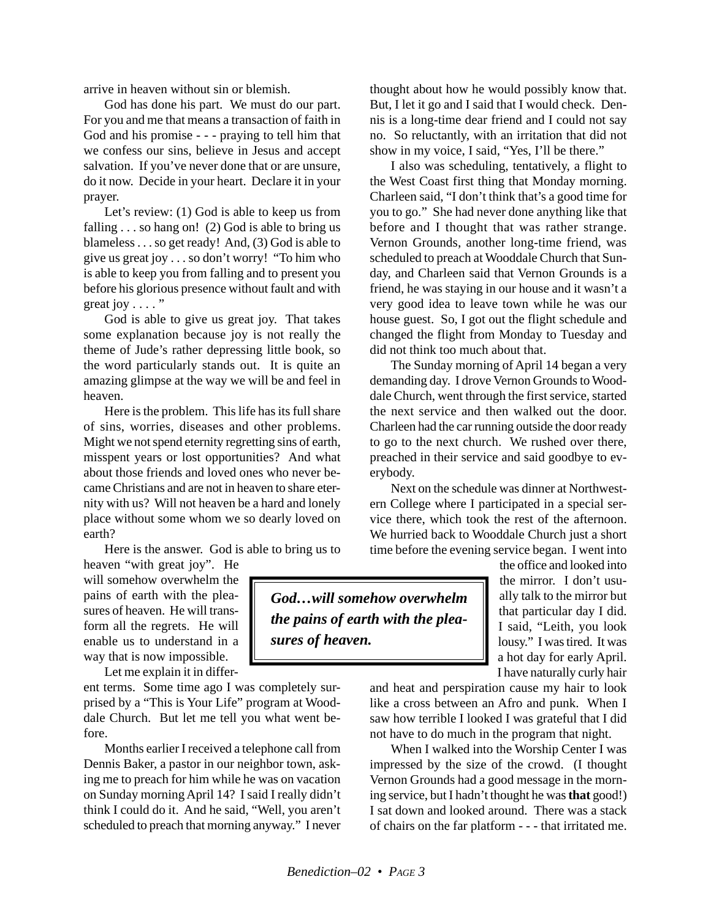arrive in heaven without sin or blemish.

God has done his part. We must do our part. For you and me that means a transaction of faith in God and his promise - - - praying to tell him that we confess our sins, believe in Jesus and accept salvation. If you've never done that or are unsure, do it now. Decide in your heart. Declare it in your prayer.

Let's review: (1) God is able to keep us from falling . . . so hang on! (2) God is able to bring us blameless . . . so get ready! And, (3) God is able to give us great joy . . . so don't worry! "To him who is able to keep you from falling and to present you before his glorious presence without fault and with great joy . . . . "

God is able to give us great joy. That takes some explanation because joy is not really the theme of Jude's rather depressing little book, so the word particularly stands out. It is quite an amazing glimpse at the way we will be and feel in heaven.

Here is the problem. This life has its full share of sins, worries, diseases and other problems. Might we not spend eternity regretting sins of earth, misspent years or lost opportunities? And what about those friends and loved ones who never became Christians and are not in heaven to share eternity with us? Will not heaven be a hard and lonely place without some whom we so dearly loved on earth?

Here is the answer. God is able to bring us to heaven "with great joy". He will somehow overwhelm the pains of earth with the pleasures of heaven. He will transform all the regrets. He will enable us to understand in a way that is now impossible.

> ***God…will somehow overwhelm the pains of earth with the pleasures of heaven.***

Let me explain it in different terms. Some time ago I was completely surprised by a "This is Your Life" program at Wooddale Church. But let me tell you what went before.

Months earlier I received a telephone call from Dennis Baker, a pastor in our neighbor town, asking me to preach for him while he was on vacation on Sunday morning April 14? I said I really didn't think I could do it. And he said, "Well, you aren't scheduled to preach that morning anyway." I never thought about how he would possibly know that. But, I let it go and I said that I would check. Dennis is a long-time dear friend and I could not say no. So reluctantly, with an irritation that did not show in my voice, I said, "Yes, I'll be there."

I also was scheduling, tentatively, a flight to the West Coast first thing that Monday morning. Charleen said, "I don't think that's a good time for you to go." She had never done anything like that before and I thought that was rather strange. Vernon Grounds, another long-time friend, was scheduled to preach at Wooddale Church that Sunday, and Charleen said that Vernon Grounds is a friend, he was staying in our house and it wasn't a very good idea to leave town while he was our house guest. So, I got out the flight schedule and changed the flight from Monday to Tuesday and did not think too much about that.

The Sunday morning of April 14 began a very demanding day. I drove Vernon Grounds to Wooddale Church, went through the first service, started the next service and then walked out the door. Charleen had the car running outside the door ready to go to the next church. We rushed over there, preached in their service and said goodbye to everybody.

Next on the schedule was dinner at Northwestern College where I participated in a special service there, which took the rest of the afternoon. We hurried back to Wooddale Church just a short time before the evening service began. I went into the office and looked into the mirror. I don't usually talk to the mirror but that particular day I did. I said, "Leith, you look lousy." I was tired. It was a hot day for early April. I have naturally curly hair and heat and perspiration cause my hair to look like a cross between an Afro and punk. When I saw how terrible I looked I was grateful that I did not have to do much in the program that night.

When I walked into the Worship Center I was impressed by the size of the crowd. (I thought Vernon Grounds had a good message in the morning service, but I hadn't thought he was **that** good!) I sat down and looked around. There was a stack of chairs on the far platform - - - that irritated me.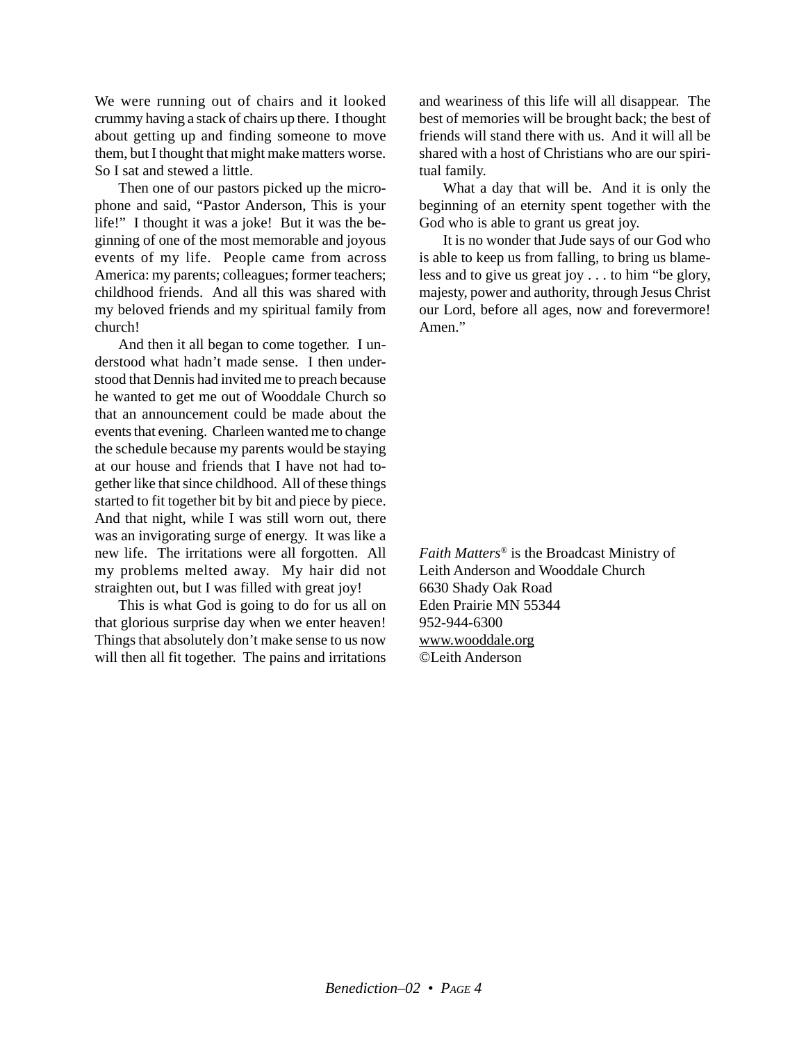We were running out of chairs and it looked crummy having a stack of chairs up there. I thought about getting up and finding someone to move them, but I thought that might make matters worse. So I sat and stewed a little.

Then one of our pastors picked up the microphone and said, "Pastor Anderson, This is your life!" I thought it was a joke! But it was the beginning of one of the most memorable and joyous events of my life. People came from across America: my parents; colleagues; former teachers; childhood friends. And all this was shared with my beloved friends and my spiritual family from church!

And then it all began to come together. I understood what hadn't made sense. I then understood that Dennis had invited me to preach because he wanted to get me out of Wooddale Church so that an announcement could be made about the events that evening. Charleen wanted me to change the schedule because my parents would be staying at our house and friends that I have not had together like that since childhood. All of these things started to fit together bit by bit and piece by piece. And that night, while I was still worn out, there was an invigorating surge of energy. It was like a new life. The irritations were all forgotten. All my problems melted away. My hair did not straighten out, but I was filled with great joy!

This is what God is going to do for us all on that glorious surprise day when we enter heaven! Things that absolutely don't make sense to us now will then all fit together. The pains and irritations and weariness of this life will all disappear. The best of memories will be brought back; the best of friends will stand there with us. And it will all be shared with a host of Christians who are our spiritual family.

What a day that will be. And it is only the beginning of an eternity spent together with the God who is able to grant us great joy.

It is no wonder that Jude says of our God who is able to keep us from falling, to bring us blameless and to give us great joy . . . to him "be glory, majesty, power and authority, through Jesus Christ our Lord, before all ages, now and forevermore! Amen."

*Faith Matters*® is the Broadcast Ministry of
Leith Anderson and Wooddale Church
6630 Shady Oak Road
Eden Prairie MN 55344
952-944-6300
www.wooddale.org
©Leith Anderson